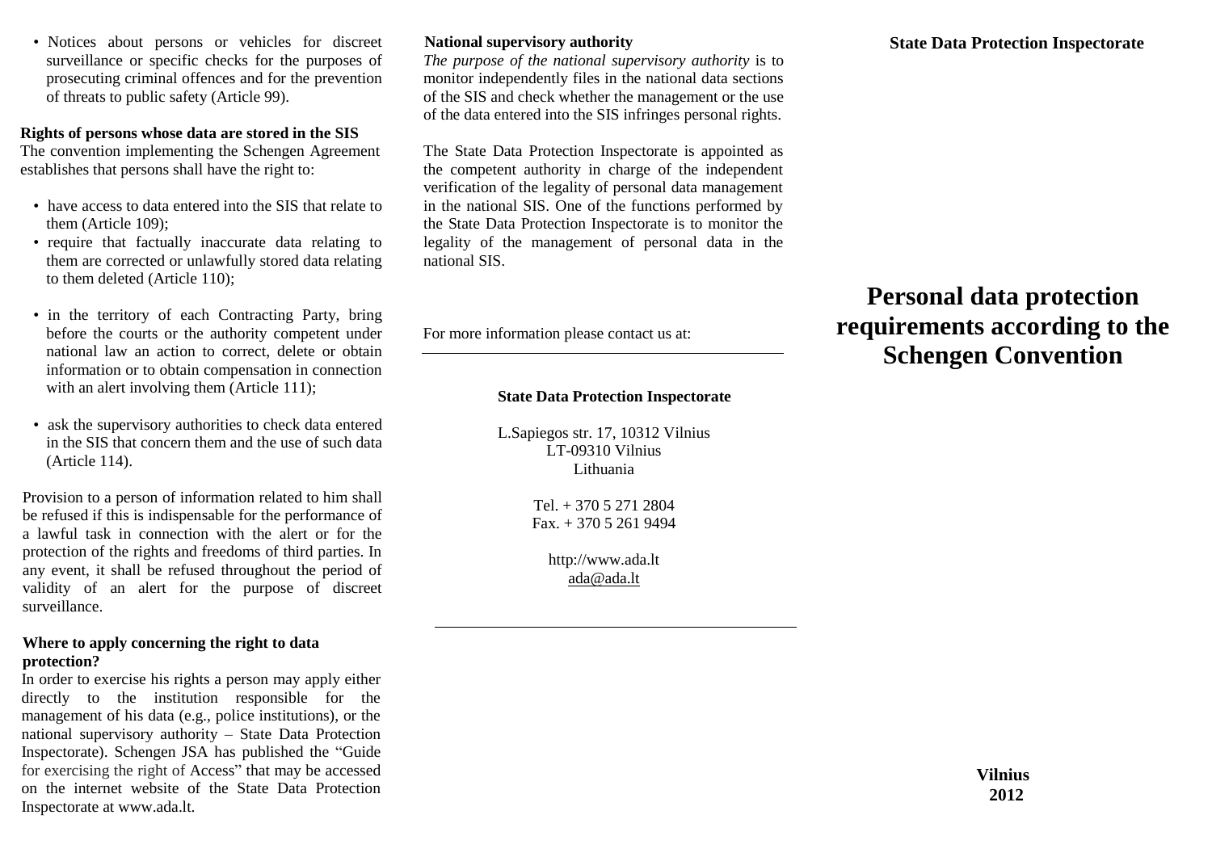- Notices about persons or vehicles for discreet surveillance or specific checks for the purposes of prosecuting criminal offences and for the prevention of threats to public safety (Article 99).

**Rights of persons whose data are stored in the SIS**

The convention implementing the Schengen Agreement establishes that persons shall have the right to:

- have access to data entered into the SIS that relate to them (Article 109);
- require that factually inaccurate data relating to them are corrected or unlawfully stored data relating to them deleted (Article 110);
- in the territory of each Contracting Party, bring before the courts or the authority competent under national law an action to correct, delete or obtain information or to obtain compensation in connection with an alert involving them (Article 111);
- ask the supervisory authorities to check data entered in the SIS that concern them and the use of such data (Article 114).

Provision to a person of information related to him shall be refused if this is indispensable for the performance of a lawful task in connection with the alert or for the protection of the rights and freedoms of third parties. In any event, it shall be refused throughout the period of validity of an alert for the purpose of discreet surveillance.

**Where to apply concerning the right to data protection?**

In order to exercise his rights a person may apply either directly to the institution responsible for the management of his data (e.g., police institutions), or the national supervisory authority – State Data Protection Inspectorate). Schengen JSA has published the "Guide for exercising the right of Access" that may be accessed on the internet website of the State Data Protection Inspectorate at www.ada.lt.

**National supervisory authority**

*The purpose of the national supervisory authority* is to monitor independently files in the national data sections of the SIS and check whether the management or the use of the data entered into the SIS infringes personal rights.

The State Data Protection Inspectorate is appointed as the competent authority in charge of the independent verification of the legality of personal data management in the national SIS. One of the functions performed by the State Data Protection Inspectorate is to monitor the legality of the management of personal data in the national SIS.

For more information please contact us at:

---

**State Data Protection Inspectorate**

L.Sapiegos str. 17, 10312 Vilnius
LT-09310 Vilnius
Lithuania

Tel. + 370 5 271 2804
Fax. + 370 5 261 9494

http://www.ada.lt
ada@ada.lt

---

**State Data Protection Inspectorate**

# Personal data protection requirements according to the Schengen Convention

**Vilnius**
**2012**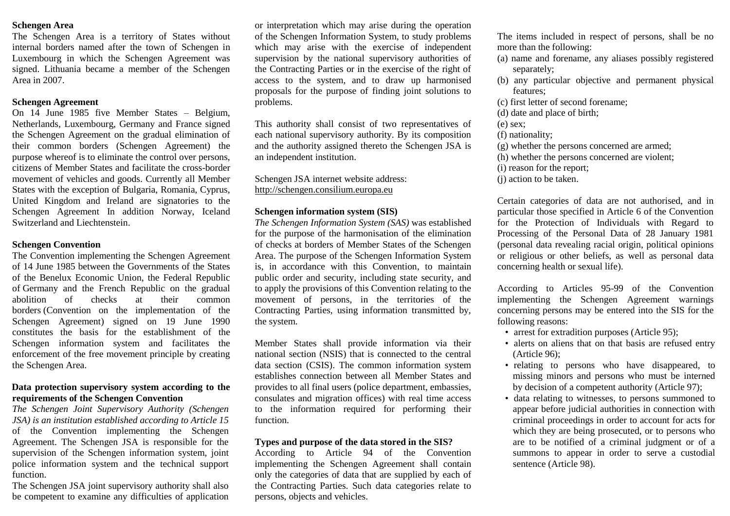**Schengen Area**

The Schengen Area is a territory of States without internal borders named after the town of Schengen in Luxembourg in which the Schengen Agreement was signed. Lithuania became a member of the Schengen Area in 2007.

**Schengen Agreement**

On 14 June 1985 five Member States – Belgium, Netherlands, Luxembourg, Germany and France signed the Schengen Agreement on the gradual elimination of their common borders (Schengen Agreement) the purpose whereof is to eliminate the control over persons, citizens of Member States and facilitate the cross-border movement of vehicles and goods. Currently all Member States with the exception of Bulgaria, Romania, Cyprus, United Kingdom and Ireland are signatories to the Schengen Agreement In addition Norway, Iceland Switzerland and Liechtenstein.

**Schengen Convention**

The Convention implementing the Schengen Agreement of 14 June 1985 between the Governments of the States of the Benelux Economic Union, the Federal Republic of Germany and the French Republic on the gradual abolition of checks at their common borders (Convention on the implementation of the Schengen Agreement) signed on 19 June 1990 constitutes the basis for the establishment of the Schengen information system and facilitates the enforcement of the free movement principle by creating the Schengen Area.

**Data protection supervisory system according to the requirements of the Schengen Convention**

*The Schengen Joint Supervisory Authority (Schengen JSA) is an institution established according to Article 15* of the Convention implementing the Schengen Agreement. The Schengen JSA is responsible for the supervision of the Schengen information system, joint police information system and the technical support function.

The Schengen JSA joint supervisory authority shall also be competent to examine any difficulties of application or interpretation which may arise during the operation of the Schengen Information System, to study problems which may arise with the exercise of independent supervision by the national supervisory authorities of the Contracting Parties or in the exercise of the right of access to the system, and to draw up harmonised proposals for the purpose of finding joint solutions to problems.

This authority shall consist of two representatives of each national supervisory authority. By its composition and the authority assigned thereto the Schengen JSA is an independent institution.

Schengen JSA internet website address:
http://schengen.consilium.europa.eu

**Schengen information system (SIS)**

*The Schengen Information System (SAS)* was established for the purpose of the harmonisation of the elimination of checks at borders of Member States of the Schengen Area. The purpose of the Schengen Information System is, in accordance with this Convention, to maintain public order and security, including state security, and to apply the provisions of this Convention relating to the movement of persons, in the territories of the Contracting Parties, using information transmitted by, the system.

Member States shall provide information via their national section (NSIS) that is connected to the central data section (CSIS). The common information system establishes connection between all Member States and provides to all final users (police department, embassies, consulates and migration offices) with real time access to the information required for performing their function.

**Types and purpose of the data stored in the SIS?**

According to Article 94 of the Convention implementing the Schengen Agreement shall contain only the categories of data that are supplied by each of the Contracting Parties. Such data categories relate to persons, objects and vehicles.

The items included in respect of persons, shall be no more than the following:

(a) name and forename, any aliases possibly registered separately;
(b) any particular objective and permanent physical features;
(c) first letter of second forename;
(d) date and place of birth;
(e) sex;
(f) nationality;
(g) whether the persons concerned are armed;
(h) whether the persons concerned are violent;
(i) reason for the report;
(j) action to be taken.

Certain categories of data are not authorised, and in particular those specified in Article 6 of the Convention for the Protection of Individuals with Regard to Processing of the Personal Data of 28 January 1981 (personal data revealing racial origin, political opinions or religious or other beliefs, as well as personal data concerning health or sexual life).

According to Articles 95-99 of the Convention implementing the Schengen Agreement warnings concerning persons may be entered into the SIS for the following reasons:

- arrest for extradition purposes (Article 95);
- alerts on aliens that on that basis are refused entry (Article 96);
- relating to persons who have disappeared, to missing minors and persons who must be interned by decision of a competent authority (Article 97);
- data relating to witnesses, to persons summoned to appear before judicial authorities in connection with criminal proceedings in order to account for acts for which they are being prosecuted, or to persons who are to be notified of a criminal judgment or of a summons to appear in order to serve a custodial sentence (Article 98).